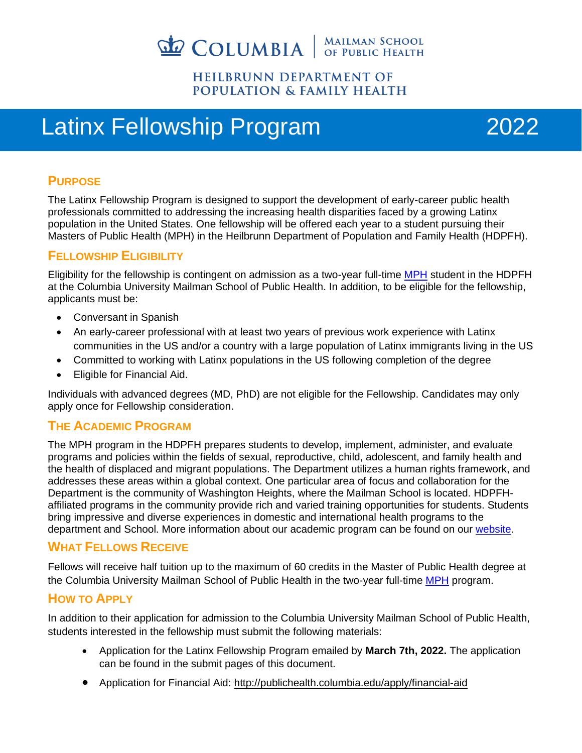COLUMBIA | MAILMAN SCHOOL OF PUBLIC HEALTH

HEILBRUNN DEPARTMENT OF POPULATION & FAMILY HEALTH

# Latinx Fellowship Program 2022

## Purpose

The Latinx Fellowship Program is designed to support the development of early-career public health professionals committed to addressing the increasing health disparities faced by a growing Latinx population in the United States. One fellowship will be offered each year to a student pursuing their Masters of Public Health (MPH) in the Heilbrunn Department of Population and Family Health (HDPFH).

## Fellowship Eligibility

Eligibility for the fellowship is contingent on admission as a two-year full-time MPH student in the HDPFH at the Columbia University Mailman School of Public Health. In addition, to be eligible for the fellowship, applicants must be:

- Conversant in Spanish
- An early-career professional with at least two years of previous work experience with Latinx communities in the US and/or a country with a large population of Latinx immigrants living in the US
- Committed to working with Latinx populations in the US following completion of the degree
- Eligible for Financial Aid.

Individuals with advanced degrees (MD, PhD) are not eligible for the Fellowship. Candidates may only apply once for Fellowship consideration.

## The Academic Program

The MPH program in the HDPFH prepares students to develop, implement, administer, and evaluate programs and policies within the fields of sexual, reproductive, child, adolescent, and family health and the health of displaced and migrant populations. The Department utilizes a human rights framework, and addresses these areas within a global context. One particular area of focus and collaboration for the Department is the community of Washington Heights, where the Mailman School is located. HDPFH-affiliated programs in the community provide rich and varied training opportunities for students. Students bring impressive and diverse experiences in domestic and international health programs to the department and School. More information about our academic program can be found on our website.

## What Fellows Receive

Fellows will receive half tuition up to the maximum of 60 credits in the Master of Public Health degree at the Columbia University Mailman School of Public Health in the two-year full-time MPH program.

## How to Apply

In addition to their application for admission to the Columbia University Mailman School of Public Health, students interested in the fellowship must submit the following materials:

- Application for the Latinx Fellowship Program emailed by **March 7th, 2022.** The application can be found in the submit pages of this document.
- Application for Financial Aid: http://publichealth.columbia.edu/apply/financial-aid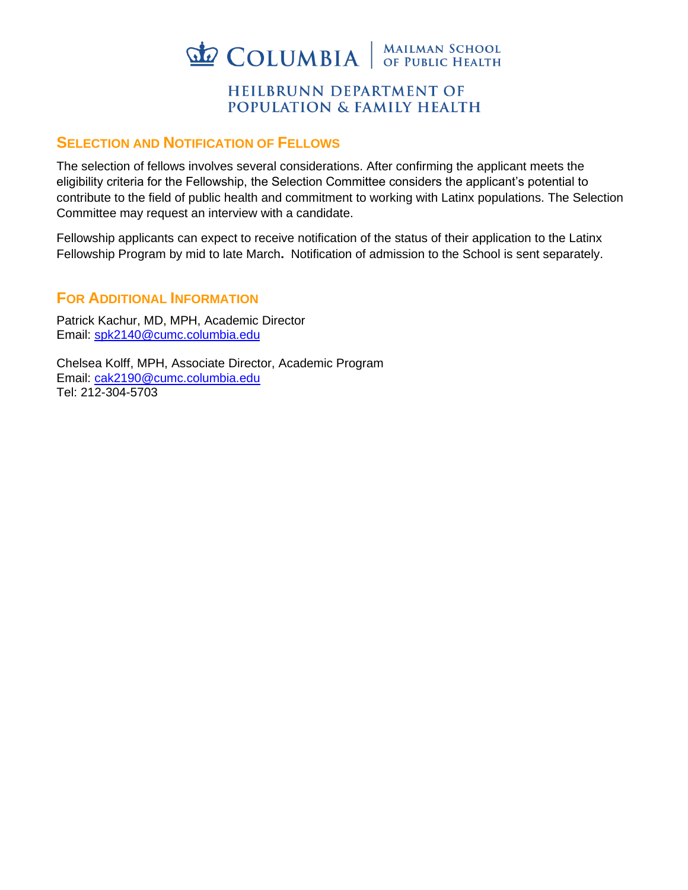## Selection and Notification of Fellows

The selection of fellows involves several considerations. After confirming the applicant meets the eligibility criteria for the Fellowship, the Selection Committee considers the applicant's potential to contribute to the field of public health and commitment to working with Latinx populations. The Selection Committee may request an interview with a candidate.

Fellowship applicants can expect to receive notification of the status of their application to the Latinx Fellowship Program by mid to late March**.** Notification of admission to the School is sent separately.

## For Additional Information

Patrick Kachur, MD, MPH, Academic Director
Email: spk2140@cumc.columbia.edu

Chelsea Kolff, MPH, Associate Director, Academic Program
Email: cak2190@cumc.columbia.edu
Tel: 212-304-5703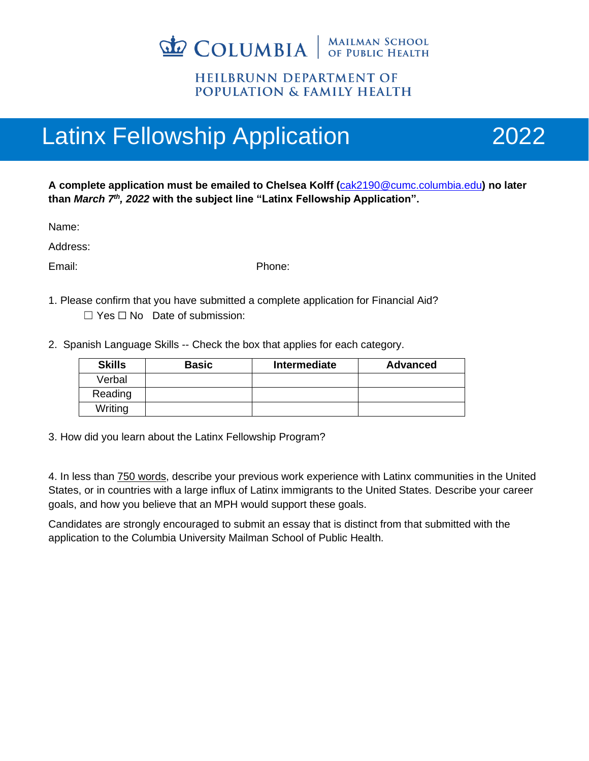COLUMBIA | MAILMAN SCHOOL OF PUBLIC HEALTH

HEILBRUNN DEPARTMENT OF POPULATION & FAMILY HEALTH

# Latinx Fellowship Application 2022

**A complete application must be emailed to Chelsea Kolff (cak2190@cumc.columbia.edu) no later than *March 7th, 2022* with the subject line "Latinx Fellowship Application".**

Name:

Address:

Email: Phone:

1. Please confirm that you have submitted a complete application for Financial Aid?

   ☐ Yes ☐ No Date of submission:

2. Spanish Language Skills -- Check the box that applies for each category.

| Skills | Basic | Intermediate | Advanced |
|---|---|---|---|
| Verbal | | | |
| Reading | | | |
| Writing | | | |

3. How did you learn about the Latinx Fellowship Program?

4. In less than 750 words, describe your previous work experience with Latinx communities in the United States, or in countries with a large influx of Latinx immigrants to the United States. Describe your career goals, and how you believe that an MPH would support these goals.

Candidates are strongly encouraged to submit an essay that is distinct from that submitted with the application to the Columbia University Mailman School of Public Health.